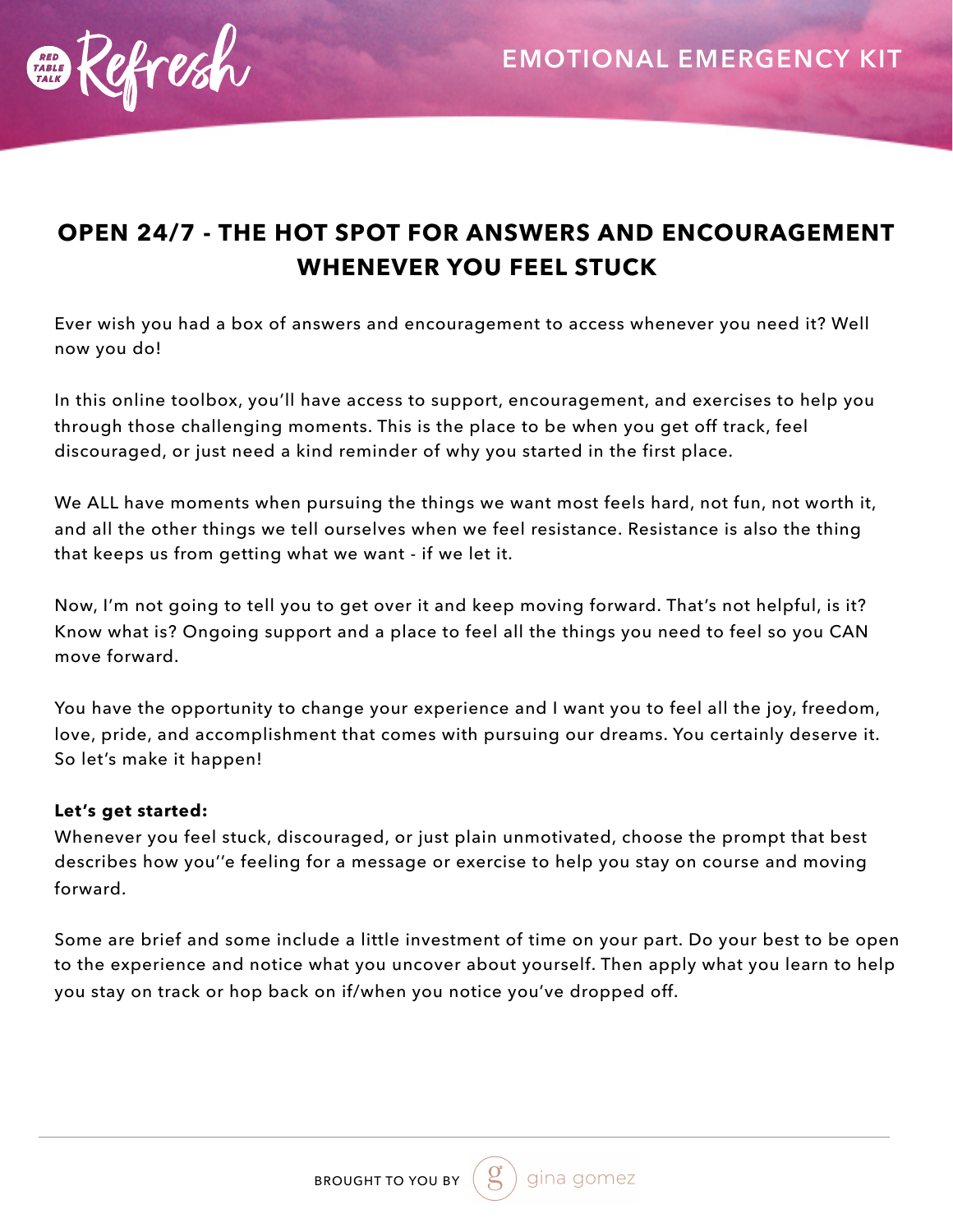Red Table Talk Refresh

EMOTIONAL EMERGENCY KIT

## OPEN 24/7 - THE HOT SPOT FOR ANSWERS AND ENCOURAGEMENT WHENEVER YOU FEEL STUCK

Ever wish you had a box of answers and encouragement to access whenever you need it? Well now you do!

In this online toolbox, you'll have access to support, encouragement, and exercises to help you through those challenging moments. This is the place to be when you get off track, feel discouraged, or just need a kind reminder of why you started in the first place.

We ALL have moments when pursuing the things we want most feels hard, not fun, not worth it, and all the other things we tell ourselves when we feel resistance. Resistance is also the thing that keeps us from getting what we want - if we let it.

Now, I'm not going to tell you to get over it and keep moving forward. That's not helpful, is it? Know what is? Ongoing support and a place to feel all the things you need to feel so you CAN move forward.

You have the opportunity to change your experience and I want you to feel all the joy, freedom, love, pride, and accomplishment that comes with pursuing our dreams. You certainly deserve it. So let's make it happen!

**Let's get started:**
Whenever you feel stuck, discouraged, or just plain unmotivated, choose the prompt that best describes how you''e feeling for a message or exercise to help you stay on course and moving forward.

Some are brief and some include a little investment of time on your part. Do your best to be open to the experience and notice what you uncover about yourself. Then apply what you learn to help you stay on track or hop back on if/when you notice you've dropped off.

BROUGHT TO YOU BY gina gomez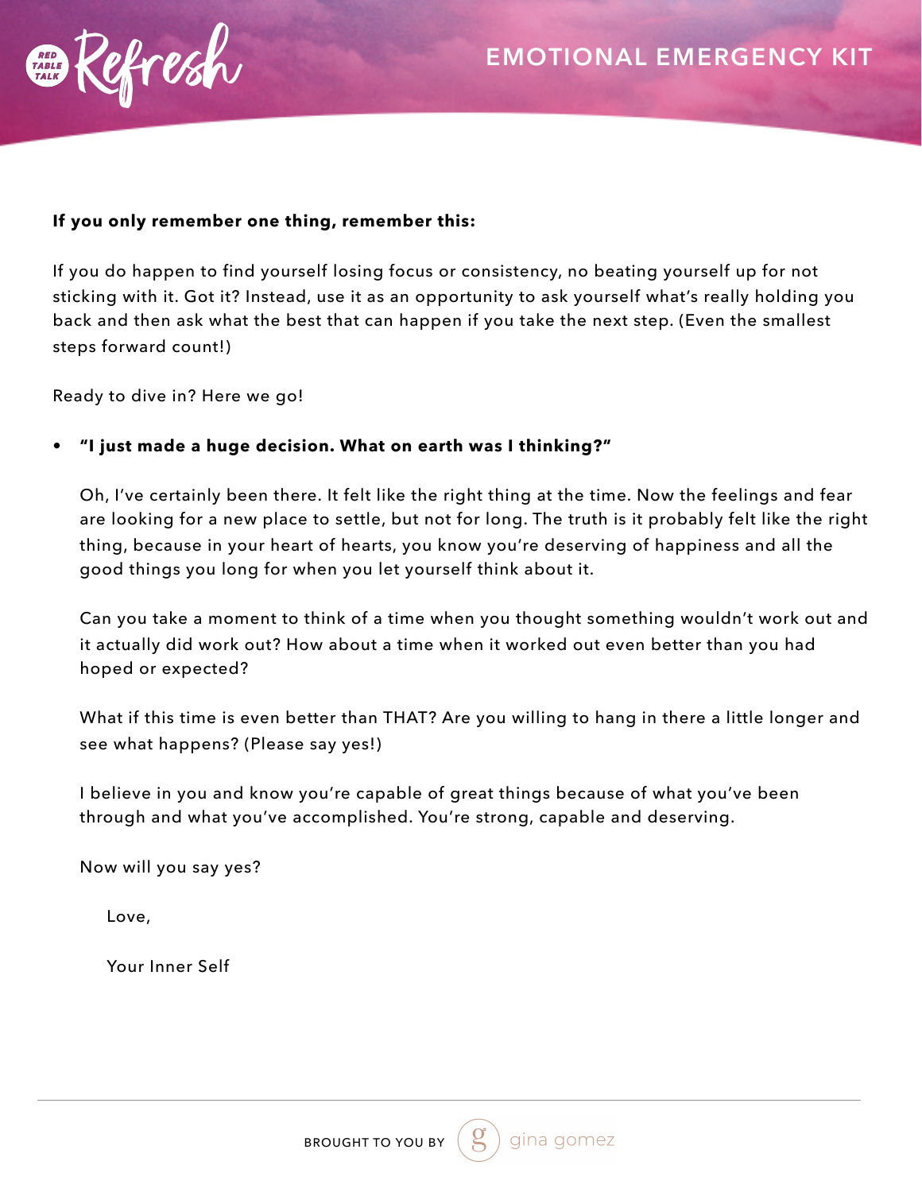**If you only remember one thing, remember this:**

If you do happen to find yourself losing focus or consistency, no beating yourself up for not sticking with it. Got it? Instead, use it as an opportunity to ask yourself what's really holding you back and then ask what the best that can happen if you take the next step. (Even the smallest steps forward count!)

Ready to dive in? Here we go!

- **"I just made a huge decision. What on earth was I thinking?"**

  Oh, I've certainly been there. It felt like the right thing at the time. Now the feelings and fear are looking for a new place to settle, but not for long. The truth is it probably felt like the right thing, because in your heart of hearts, you know you're deserving of happiness and all the good things you long for when you let yourself think about it.

  Can you take a moment to think of a time when you thought something wouldn't work out and it actually did work out? How about a time when it worked out even better than you had hoped or expected?

  What if this time is even better than THAT? Are you willing to hang in there a little longer and see what happens? (Please say yes!)

  I believe in you and know you're capable of great things because of what you've been through and what you've accomplished. You're strong, capable and deserving.

  Now will you say yes?

  Love,

  Your Inner Self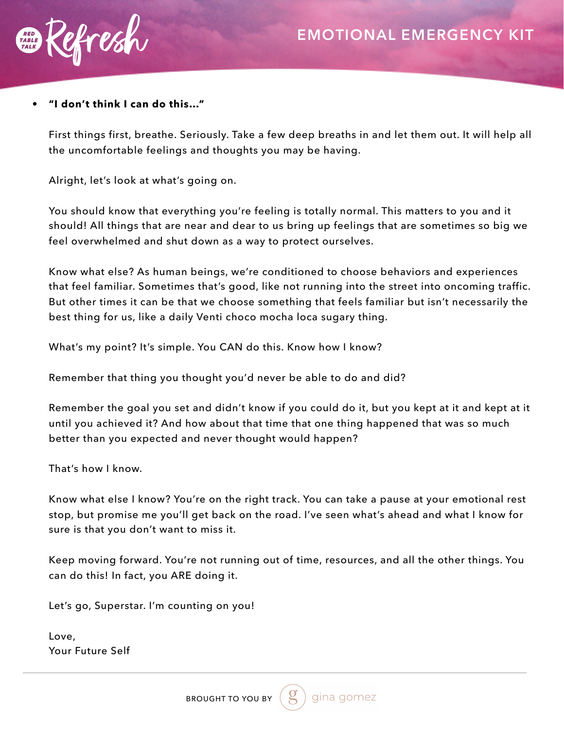- **"I don't think I can do this…"**

  First things first, breathe. Seriously. Take a few deep breaths in and let them out. It will help all the uncomfortable feelings and thoughts you may be having.

  Alright, let's look at what's going on.

  You should know that everything you're feeling is totally normal. This matters to you and it should! All things that are near and dear to us bring up feelings that are sometimes so big we feel overwhelmed and shut down as a way to protect ourselves.

  Know what else? As human beings, we're conditioned to choose behaviors and experiences that feel familiar. Sometimes that's good, like not running into the street into oncoming traffic. But other times it can be that we choose something that feels familiar but isn't necessarily the best thing for us, like a daily Venti choco mocha loca sugary thing.

  What's my point? It's simple. You CAN do this. Know how I know?

  Remember that thing you thought you'd never be able to do and did?

  Remember the goal you set and didn't know if you could do it, but you kept at it and kept at it until you achieved it? And how about that time that one thing happened that was so much better than you expected and never thought would happen?

  That's how I know.

  Know what else I know? You're on the right track. You can take a pause at your emotional rest stop, but promise me you'll get back on the road. I've seen what's ahead and what I know for sure is that you don't want to miss it.

  Keep moving forward. You're not running out of time, resources, and all the other things. You can do this! In fact, you ARE doing it.

  Let's go, Superstar. I'm counting on you!

  Love,
  Your Future Self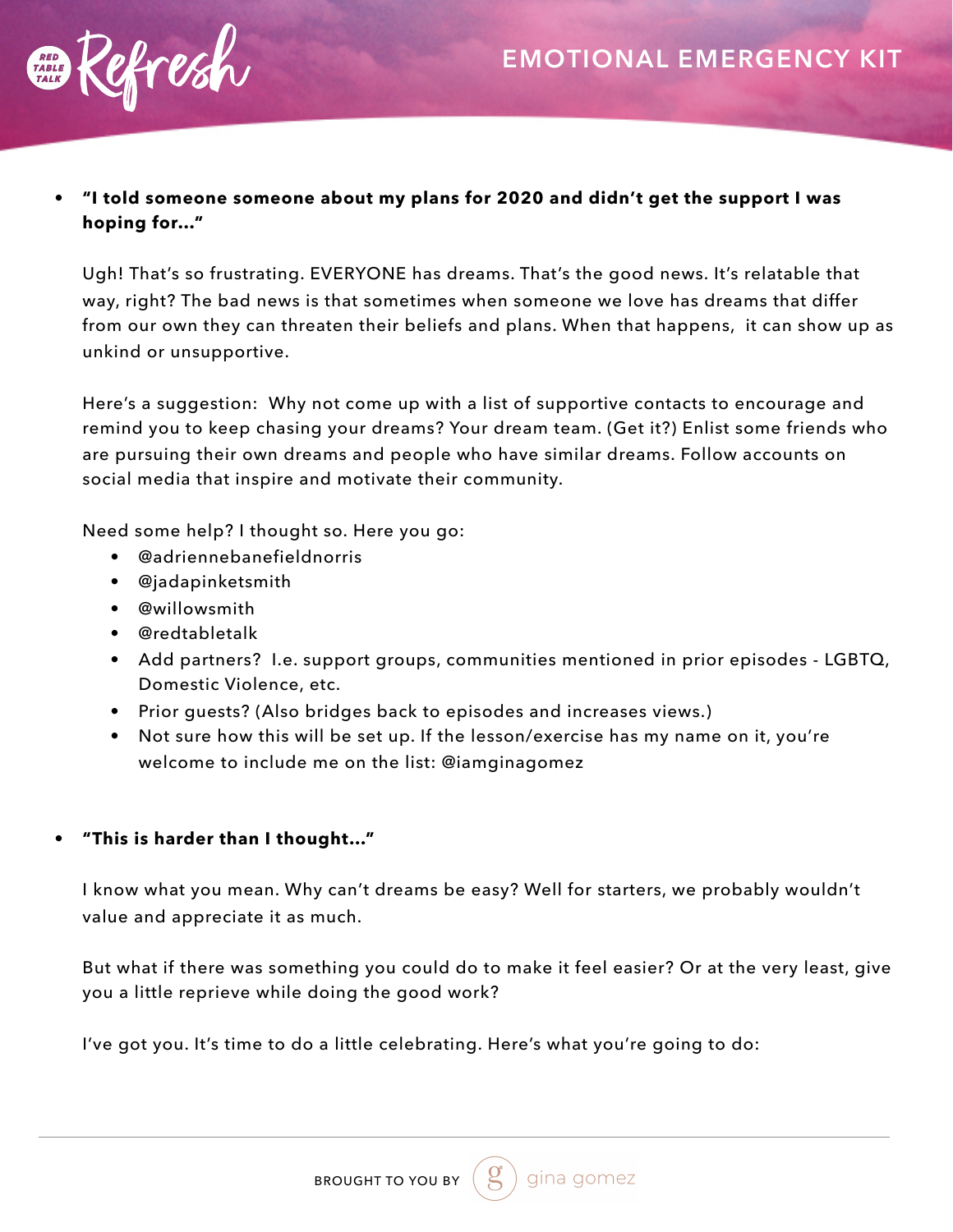- **"I told someone someone about my plans for 2020 and didn't get the support I was hoping for..."**

  Ugh! That's so frustrating. EVERYONE has dreams. That's the good news. It's relatable that way, right? The bad news is that sometimes when someone we love has dreams that differ from our own they can threaten their beliefs and plans. When that happens, it can show up as unkind or unsupportive.

  Here's a suggestion: Why not come up with a list of supportive contacts to encourage and remind you to keep chasing your dreams? Your dream team. (Get it?) Enlist some friends who are pursuing their own dreams and people who have similar dreams. Follow accounts on social media that inspire and motivate their community.

  Need some help? I thought so. Here you go:
  - @adriennebanefieldnorris
  - @jadapinketsmith
  - @willowsmith
  - @redtabletalk
  - Add partners? I.e. support groups, communities mentioned in prior episodes - LGBTQ, Domestic Violence, etc.
  - Prior guests? (Also bridges back to episodes and increases views.)
  - Not sure how this will be set up. If the lesson/exercise has my name on it, you're welcome to include me on the list: @iamginagomez

- **"This is harder than I thought..."**

  I know what you mean. Why can't dreams be easy? Well for starters, we probably wouldn't value and appreciate it as much.

  But what if there was something you could do to make it feel easier? Or at the very least, give you a little reprieve while doing the good work?

  I've got you. It's time to do a little celebrating. Here's what you're going to do: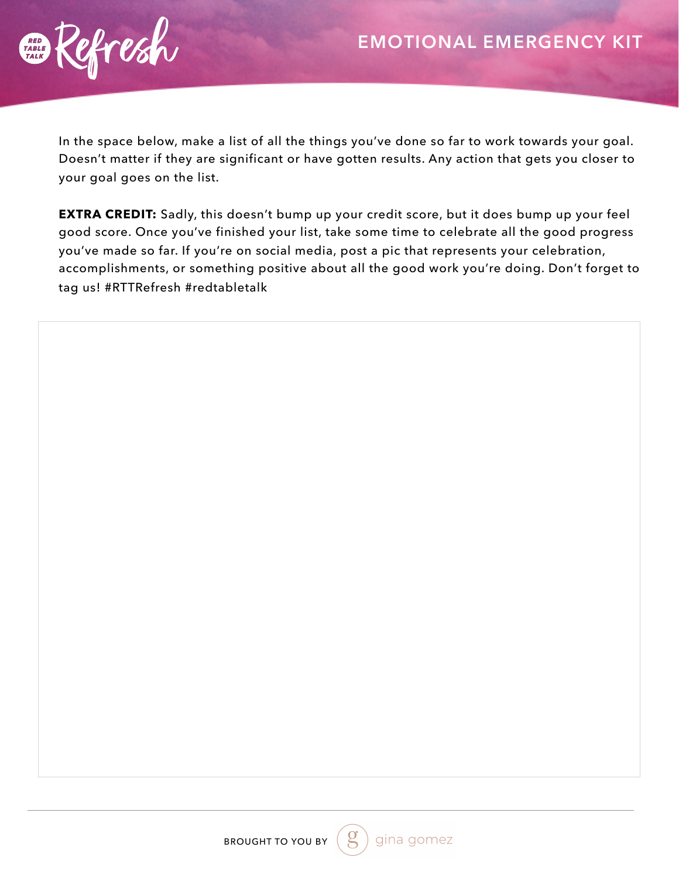# EMOTIONAL EMERGENCY KIT

In the space below, make a list of all the things you've done so far to work towards your goal. Doesn't matter if they are significant or have gotten results. Any action that gets you closer to your goal goes on the list.

**EXTRA CREDIT:** Sadly, this doesn't bump up your credit score, but it does bump up your feel good score. Once you've finished your list, take some time to celebrate all the good progress you've made so far. If you're on social media, post a pic that represents your celebration, accomplishments, or something positive about all the good work you're doing. Don't forget to tag us! #RTTRefresh #redtabletalk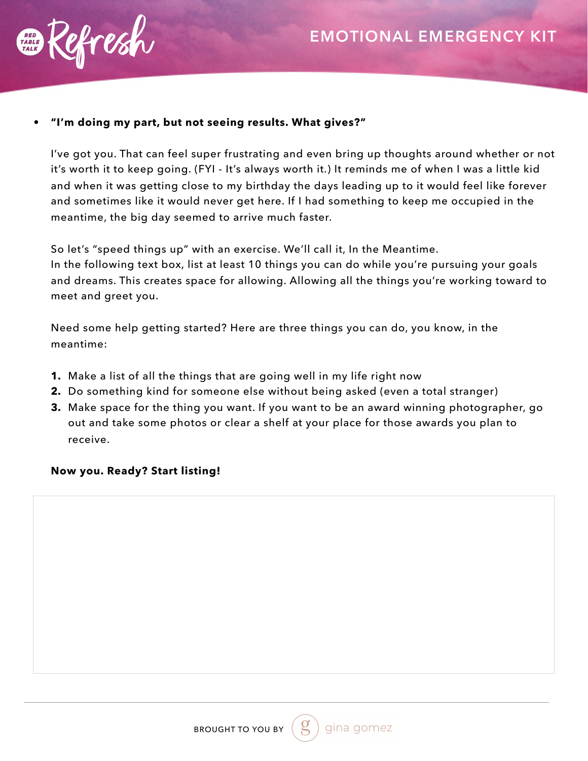- **"I'm doing my part, but not seeing results. What gives?"**

  I've got you. That can feel super frustrating and even bring up thoughts around whether or not it's worth it to keep going. (FYI - It's always worth it.) It reminds me of when I was a little kid and when it was getting close to my birthday the days leading up to it would feel like forever and sometimes like it would never get here. If I had something to keep me occupied in the meantime, the big day seemed to arrive much faster.

  So let's "speed things up" with an exercise. We'll call it, In the Meantime.
  In the following text box, list at least 10 things you can do while you're pursuing your goals and dreams. This creates space for allowing. Allowing all the things you're working toward to meet and greet you.

  Need some help getting started? Here are three things you can do, you know, in the meantime:

  1. Make a list of all the things that are going well in my life right now
  2. Do something kind for someone else without being asked (even a total stranger)
  3. Make space for the thing you want. If you want to be an award winning photographer, go out and take some photos or clear a shelf at your place for those awards you plan to receive.

  **Now you. Ready? Start listing!**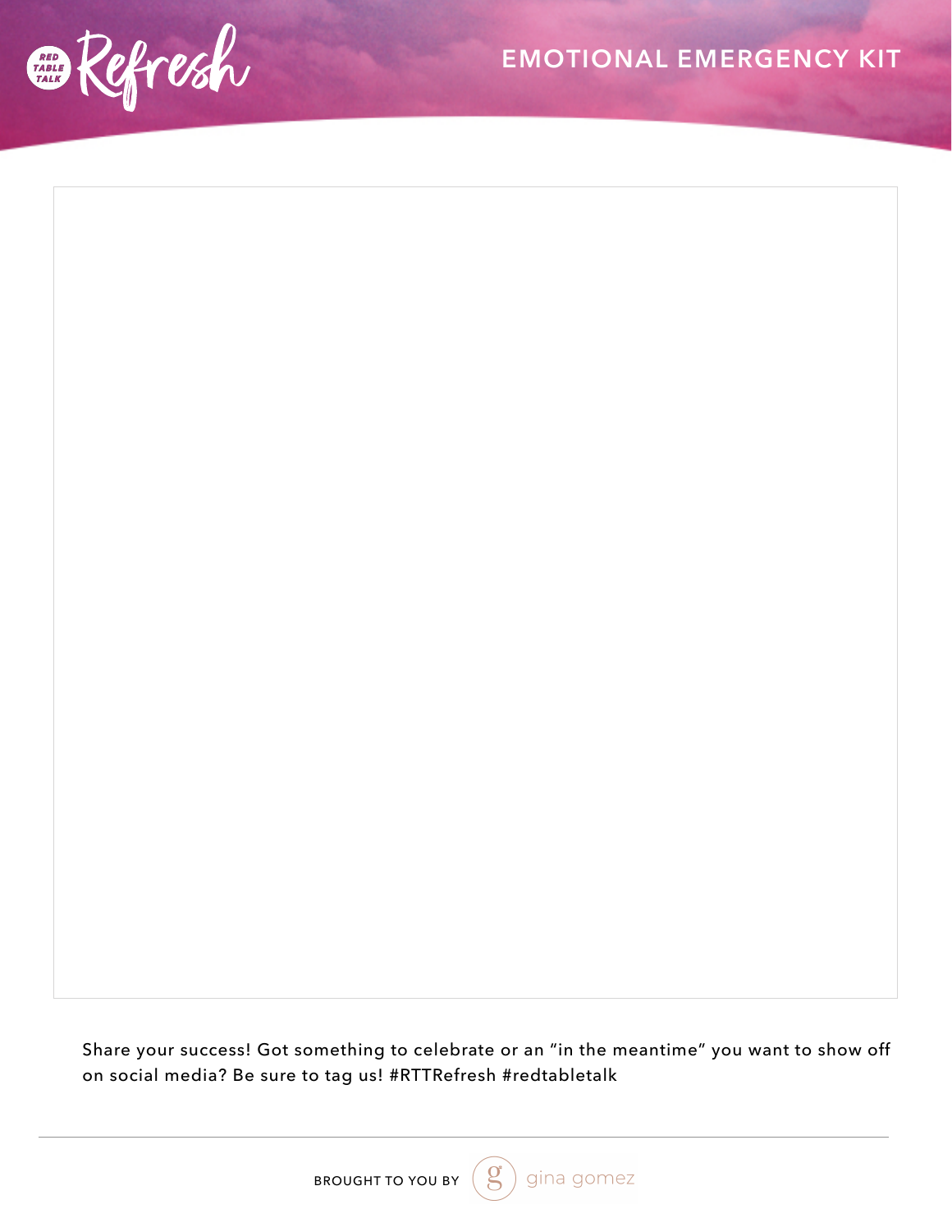Share your success! Got something to celebrate or an "in the meantime" you want to show off on social media? Be sure to tag us! #RTTRefresh #redtabletalk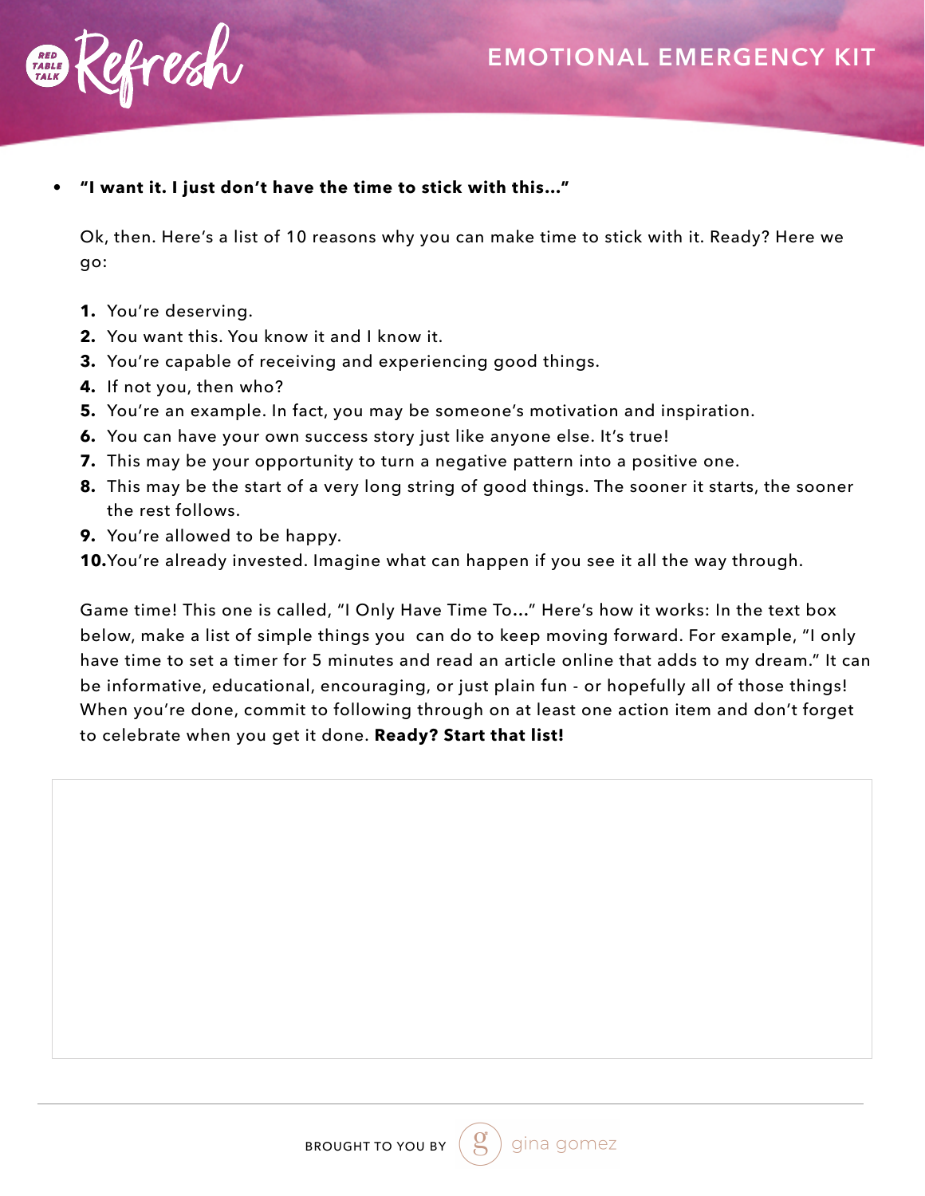- **"I want it. I just don't have the time to stick with this..."**

  Ok, then. Here's a list of 10 reasons why you can make time to stick with it. Ready? Here we go:

  1. You're deserving.
  2. You want this. You know it and I know it.
  3. You're capable of receiving and experiencing good things.
  4. If not you, then who?
  5. You're an example. In fact, you may be someone's motivation and inspiration.
  6. You can have your own success story just like anyone else. It's true!
  7. This may be your opportunity to turn a negative pattern into a positive one.
  8. This may be the start of a very long string of good things. The sooner it starts, the sooner the rest follows.
  9. You're allowed to be happy.
  10. You're already invested. Imagine what can happen if you see it all the way through.

  Game time! This one is called, "I Only Have Time To..." Here's how it works: In the text box below, make a list of simple things you can do to keep moving forward. For example, "I only have time to set a timer for 5 minutes and read an article online that adds to my dream." It can be informative, educational, encouraging, or just plain fun - or hopefully all of those things! When you're done, commit to following through on at least one action item and don't forget to celebrate when you get it done. **Ready? Start that list!**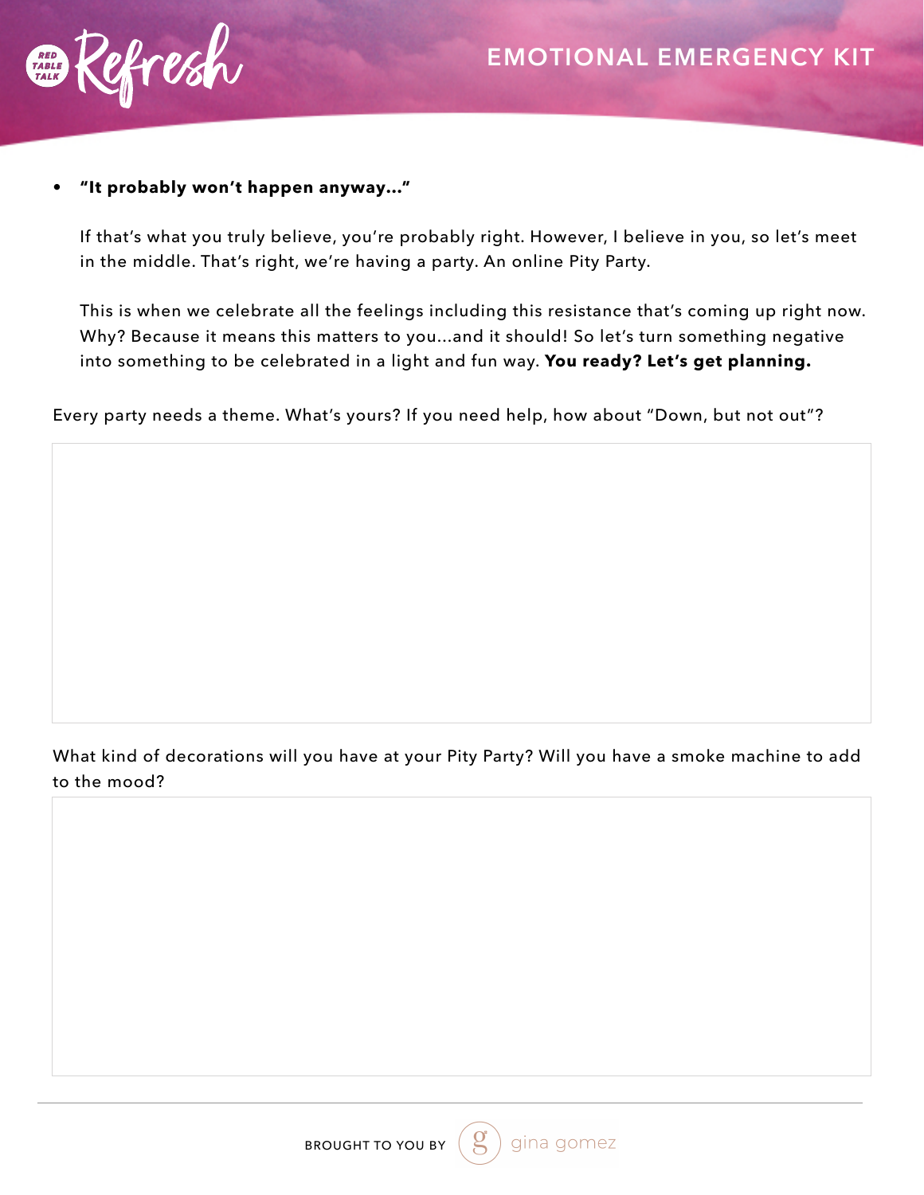- **"It probably won't happen anyway..."**

  If that's what you truly believe, you're probably right. However, I believe in you, so let's meet in the middle. That's right, we're having a party. An online Pity Party.

  This is when we celebrate all the feelings including this resistance that's coming up right now. Why? Because it means this matters to you...and it should! So let's turn something negative into something to be celebrated in a light and fun way. **You ready? Let's get planning.**

Every party needs a theme. What's yours? If you need help, how about "Down, but not out"?

What kind of decorations will you have at your Pity Party? Will you have a smoke machine to add to the mood?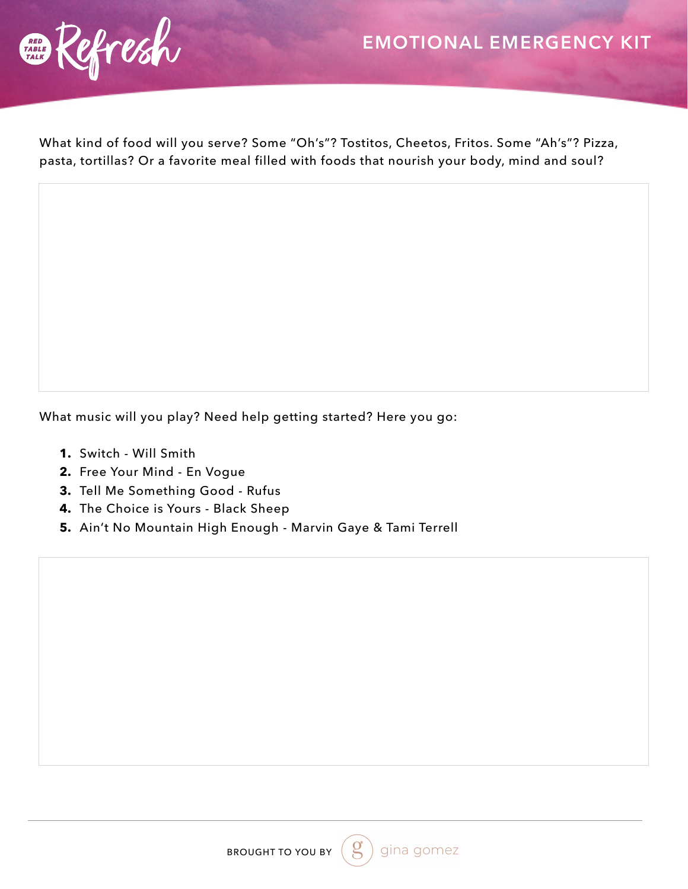What kind of food will you serve? Some "Oh's"? Tostitos, Cheetos, Fritos. Some "Ah's"? Pizza, pasta, tortillas? Or a favorite meal filled with foods that nourish your body, mind and soul?

What music will you play? Need help getting started? Here you go:

1. Switch - Will Smith
2. Free Your Mind - En Vogue
3. Tell Me Something Good - Rufus
4. The Choice is Yours - Black Sheep
5. Ain't No Mountain High Enough - Marvin Gaye & Tami Terrell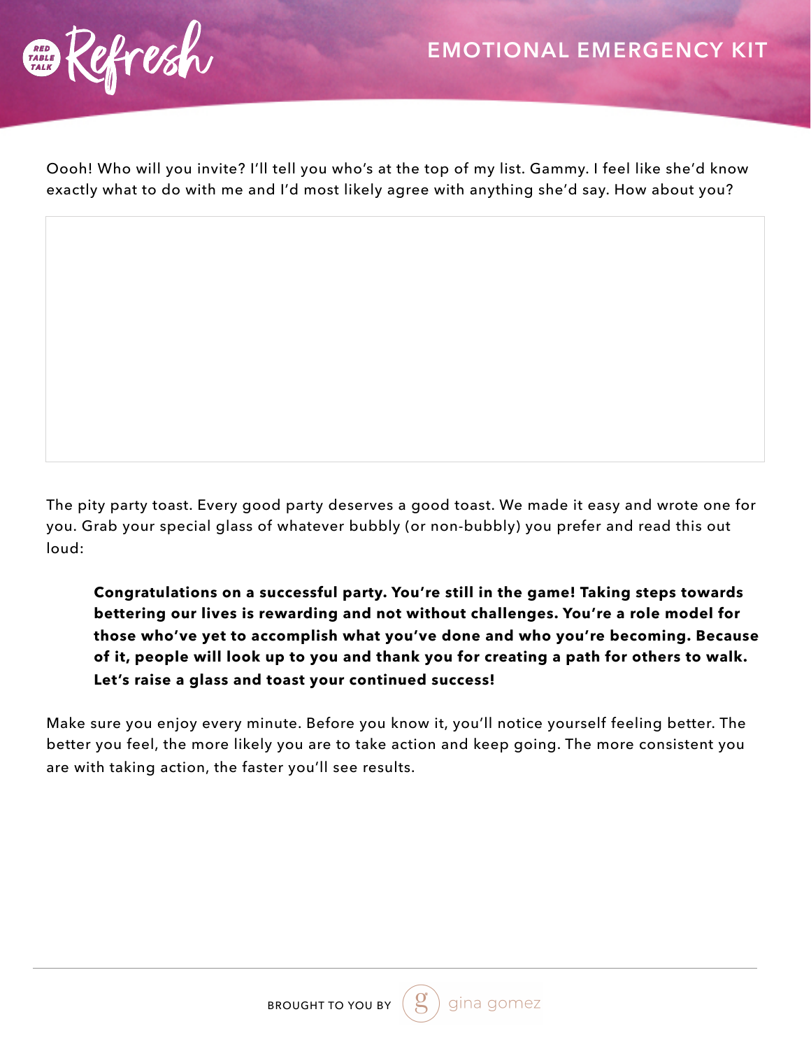Oooh! Who will you invite? I'll tell you who's at the top of my list. Gammy. I feel like she'd know exactly what to do with me and I'd most likely agree with anything she'd say. How about you?

The pity party toast. Every good party deserves a good toast. We made it easy and wrote one for you. Grab your special glass of whatever bubbly (or non-bubbly) you prefer and read this out loud:

> **Congratulations on a successful party. You're still in the game! Taking steps towards bettering our lives is rewarding and not without challenges. You're a role model for those who've yet to accomplish what you've done and who you're becoming. Because of it, people will look up to you and thank you for creating a path for others to walk. Let's raise a glass and toast your continued success!**

Make sure you enjoy every minute. Before you know it, you'll notice yourself feeling better. The better you feel, the more likely you are to take action and keep going. The more consistent you are with taking action, the faster you'll see results.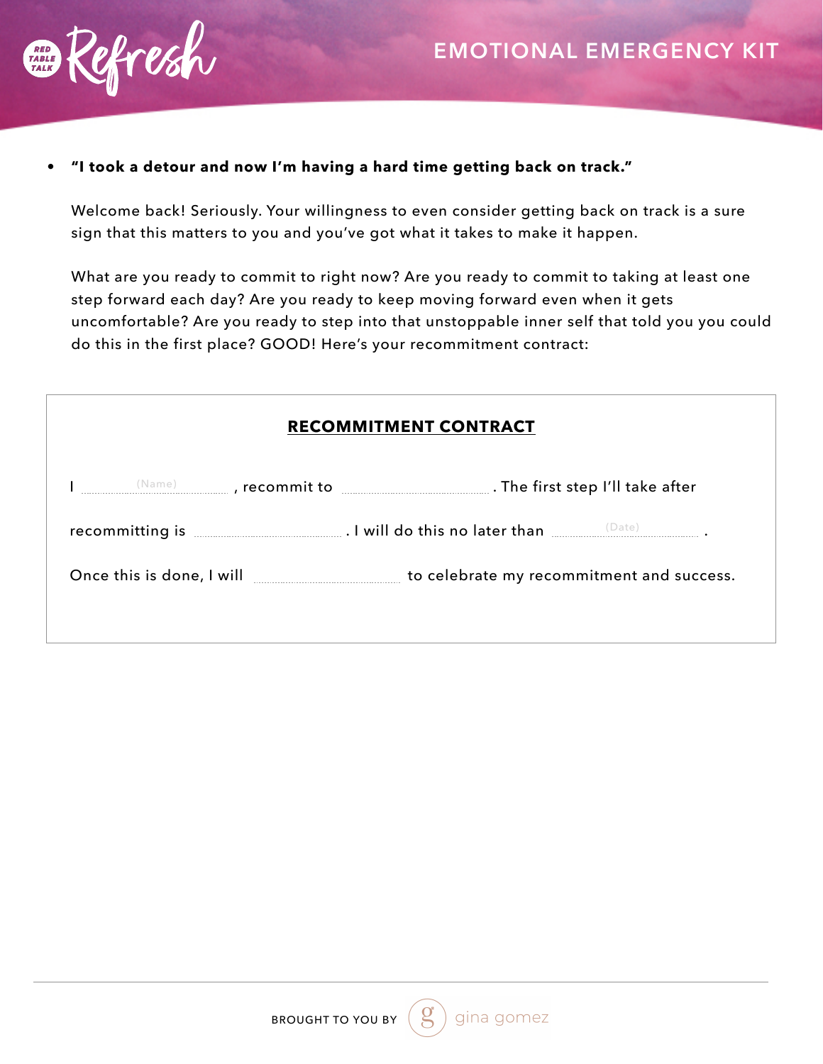- **"I took a detour and now I'm having a hard time getting back on track."**

  Welcome back! Seriously. Your willingness to even consider getting back on track is a sure sign that this matters to you and you've got what it takes to make it happen.

  What are you ready to commit to right now? Are you ready to commit to taking at least one step forward each day? Are you ready to keep moving forward even when it gets uncomfortable? Are you ready to step into that unstoppable inner self that told you you could do this in the first place? GOOD! Here's your recommitment contract:

## RECOMMITMENT CONTRACT

I ______(Name)______ , recommit to ____________________ . The first step I'll take after recommitting is ____________________ . I will do this no later than ______(Date)______ .

Once this is done, I will ____________________ to celebrate my recommitment and success.